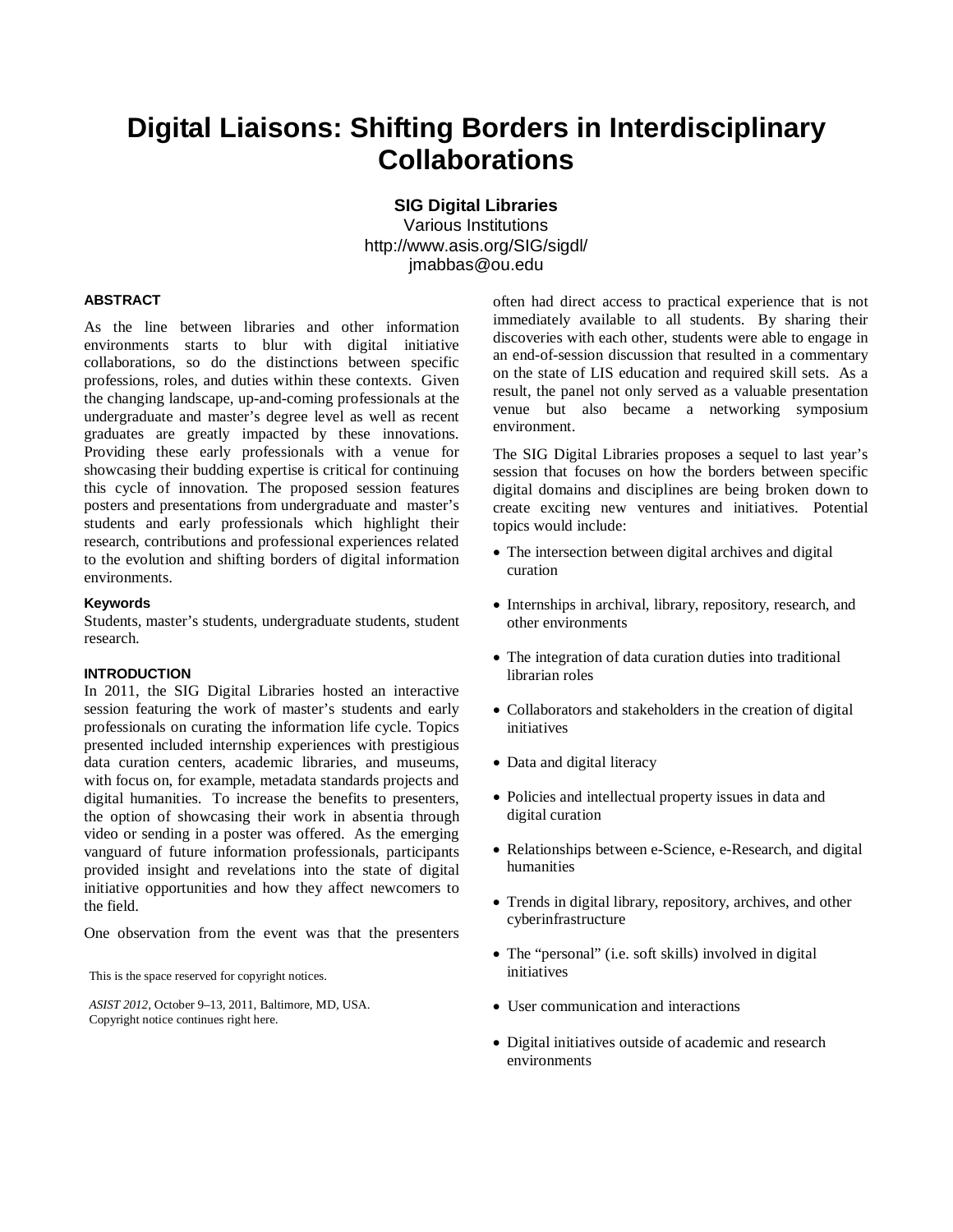# Digital Liaisons: Shifting Borders in Interdisciplinary Collaborations

**SIG Digital Libraries**
Various Institutions
http://www.asis.org/SIG/sigdl/
jmabbas@ou.edu

## ABSTRACT

As the line between libraries and other information environments starts to blur with digital initiative collaborations, so do the distinctions between specific professions, roles, and duties within these contexts. Given the changing landscape, up-and-coming professionals at the undergraduate and master's degree level as well as recent graduates are greatly impacted by these innovations. Providing these early professionals with a venue for showcasing their budding expertise is critical for continuing this cycle of innovation. The proposed session features posters and presentations from undergraduate and master's students and early professionals which highlight their research, contributions and professional experiences related to the evolution and shifting borders of digital information environments.

### Keywords

Students, master's students, undergraduate students, student research.

## INTRODUCTION

In 2011, the SIG Digital Libraries hosted an interactive session featuring the work of master's students and early professionals on curating the information life cycle. Topics presented included internship experiences with prestigious data curation centers, academic libraries, and museums, with focus on, for example, metadata standards projects and digital humanities. To increase the benefits to presenters, the option of showcasing their work in absentia through video or sending in a poster was offered. As the emerging vanguard of future information professionals, participants provided insight and revelations into the state of digital initiative opportunities and how they affect newcomers to the field.

One observation from the event was that the presenters often had direct access to practical experience that is not immediately available to all students. By sharing their discoveries with each other, students were able to engage in an end-of-session discussion that resulted in a commentary on the state of LIS education and required skill sets. As a result, the panel not only served as a valuable presentation venue but also became a networking symposium environment.

The SIG Digital Libraries proposes a sequel to last year's session that focuses on how the borders between specific digital domains and disciplines are being broken down to create exciting new ventures and initiatives. Potential topics would include:

- The intersection between digital archives and digital curation
- Internships in archival, library, repository, research, and other environments
- The integration of data curation duties into traditional librarian roles
- Collaborators and stakeholders in the creation of digital initiatives
- Data and digital literacy
- Policies and intellectual property issues in data and digital curation
- Relationships between e-Science, e-Research, and digital humanities
- Trends in digital library, repository, archives, and other cyberinfrastructure
- The "personal" (i.e. soft skills) involved in digital initiatives
- User communication and interactions
- Digital initiatives outside of academic and research environments

This is the space reserved for copyright notices.

*ASIST 2012*, October 9–13, 2011, Baltimore, MD, USA.
Copyright notice continues right here.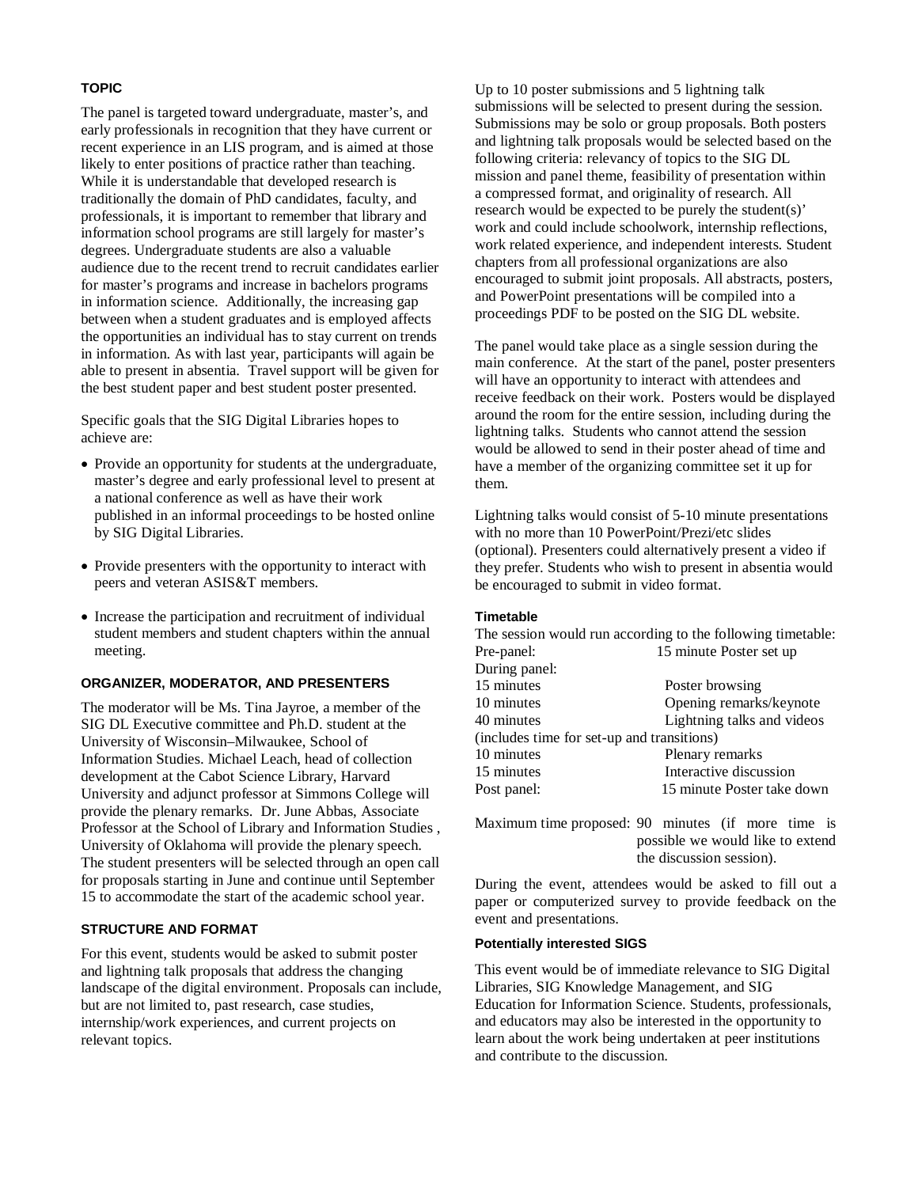## TOPIC

The panel is targeted toward undergraduate, master's, and early professionals in recognition that they have current or recent experience in an LIS program, and is aimed at those likely to enter positions of practice rather than teaching. While it is understandable that developed research is traditionally the domain of PhD candidates, faculty, and professionals, it is important to remember that library and information school programs are still largely for master's degrees. Undergraduate students are also a valuable audience due to the recent trend to recruit candidates earlier for master's programs and increase in bachelors programs in information science. Additionally, the increasing gap between when a student graduates and is employed affects the opportunities an individual has to stay current on trends in information. As with last year, participants will again be able to present in absentia. Travel support will be given for the best student paper and best student poster presented.

Specific goals that the SIG Digital Libraries hopes to achieve are:

- Provide an opportunity for students at the undergraduate, master's degree and early professional level to present at a national conference as well as have their work published in an informal proceedings to be hosted online by SIG Digital Libraries.
- Provide presenters with the opportunity to interact with peers and veteran ASIS&T members.
- Increase the participation and recruitment of individual student members and student chapters within the annual meeting.

## ORGANIZER, MODERATOR, AND PRESENTERS

The moderator will be Ms. Tina Jayroe, a member of the SIG DL Executive committee and Ph.D. student at the University of Wisconsin–Milwaukee, School of Information Studies. Michael Leach, head of collection development at the Cabot Science Library, Harvard University and adjunct professor at Simmons College will provide the plenary remarks. Dr. June Abbas, Associate Professor at the School of Library and Information Studies , University of Oklahoma will provide the plenary speech. The student presenters will be selected through an open call for proposals starting in June and continue until September 15 to accommodate the start of the academic school year.

## STRUCTURE AND FORMAT

For this event, students would be asked to submit poster and lightning talk proposals that address the changing landscape of the digital environment. Proposals can include, but are not limited to, past research, case studies, internship/work experiences, and current projects on relevant topics.

Up to 10 poster submissions and 5 lightning talk submissions will be selected to present during the session. Submissions may be solo or group proposals. Both posters and lightning talk proposals would be selected based on the following criteria: relevancy of topics to the SIG DL mission and panel theme, feasibility of presentation within a compressed format, and originality of research. All research would be expected to be purely the student(s)' work and could include schoolwork, internship reflections, work related experience, and independent interests. Student chapters from all professional organizations are also encouraged to submit joint proposals. All abstracts, posters, and PowerPoint presentations will be compiled into a proceedings PDF to be posted on the SIG DL website.

The panel would take place as a single session during the main conference. At the start of the panel, poster presenters will have an opportunity to interact with attendees and receive feedback on their work. Posters would be displayed around the room for the entire session, including during the lightning talks. Students who cannot attend the session would be allowed to send in their poster ahead of time and have a member of the organizing committee set it up for them.

Lightning talks would consist of 5-10 minute presentations with no more than 10 PowerPoint/Prezi/etc slides (optional). Presenters could alternatively present a video if they prefer. Students who wish to present in absentia would be encouraged to submit in video format.

### Timetable

The session would run according to the following timetable:

| | |
|---|---|
| Pre-panel: | 15 minute Poster set up |
| During panel: | |
| 15 minutes | Poster browsing |
| 10 minutes | Opening remarks/keynote |
| 40 minutes | Lightning talks and videos |
| (includes time for set-up and transitions) | |
| 10 minutes | Plenary remarks |
| 15 minutes | Interactive discussion |
| Post panel: | 15 minute Poster take down |

Maximum time proposed: 90 minutes (if more time is possible we would like to extend the discussion session).

During the event, attendees would be asked to fill out a paper or computerized survey to provide feedback on the event and presentations.

### Potentially interested SIGS

This event would be of immediate relevance to SIG Digital Libraries, SIG Knowledge Management, and SIG Education for Information Science. Students, professionals, and educators may also be interested in the opportunity to learn about the work being undertaken at peer institutions and contribute to the discussion.